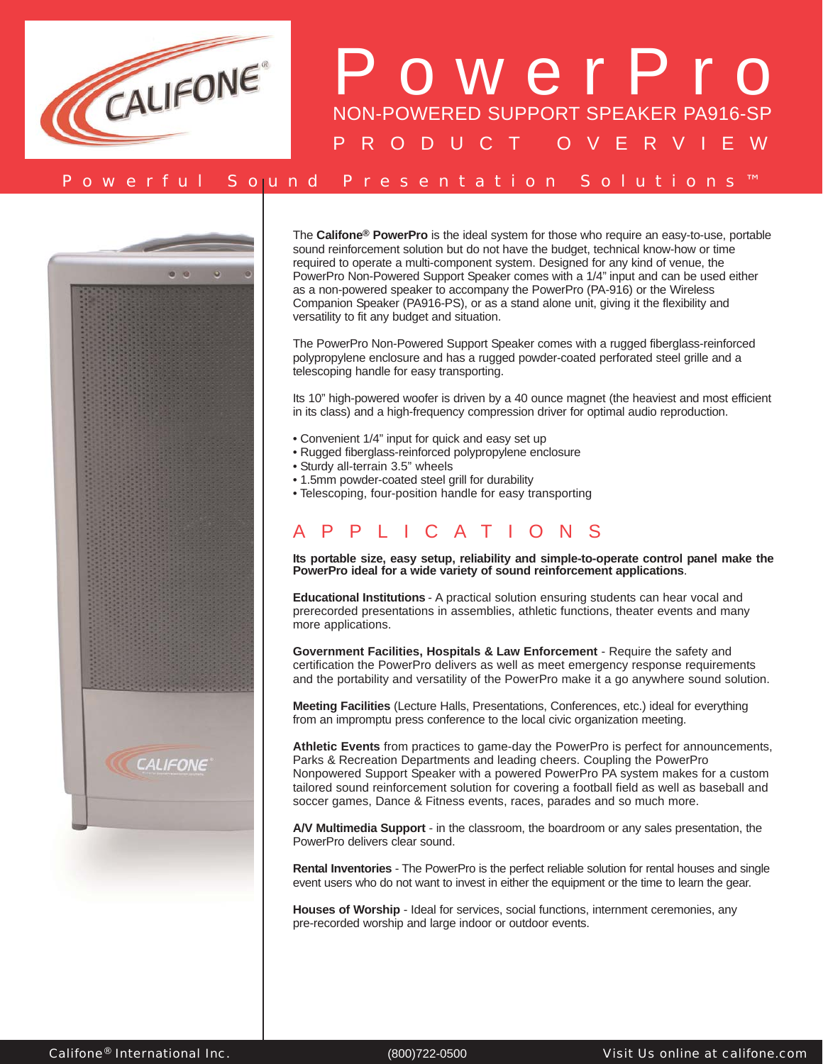# PowerPro

## NON-POWERED SUPPORT SPEAKER PA916-SP

## PRODUCT OVERVIEW

Powerful Sound Presentation Solutions™

The **Califone® PowerPro** is the ideal system for those who require an easy-to-use, portable sound reinforcement solution but do not have the budget, technical know-how or time required to operate a multi-component system. Designed for any kind of venue, the PowerPro Non-Powered Support Speaker comes with a 1/4" input and can be used either as a non-powered speaker to accompany the PowerPro (PA-916) or the Wireless Companion Speaker (PA916-PS), or as a stand alone unit, giving it the flexibility and versatility to fit any budget and situation.

The PowerPro Non-Powered Support Speaker comes with a rugged fiberglass-reinforced polypropylene enclosure and has a rugged powder-coated perforated steel grille and a telescoping handle for easy transporting.

Its 10" high-powered woofer is driven by a 40 ounce magnet (the heaviest and most efficient in its class) and a high-frequency compression driver for optimal audio reproduction.

- Convenient 1/4" input for quick and easy set up
- Rugged fiberglass-reinforced polypropylene enclosure
- Sturdy all-terrain 3.5" wheels
- 1.5mm powder-coated steel grill for durability
- Telescoping, four-position handle for easy transporting

## APPLICATIONS

**Its portable size, easy setup, reliability and simple-to-operate control panel make the PowerPro ideal for a wide variety of sound reinforcement applications**.

**Educational Institutions** - A practical solution ensuring students can hear vocal and prerecorded presentations in assemblies, athletic functions, theater events and many more applications.

**Government Facilities, Hospitals & Law Enforcement** - Require the safety and certification the PowerPro delivers as well as meet emergency response requirements and the portability and versatility of the PowerPro make it a go anywhere sound solution.

**Meeting Facilities** (Lecture Halls, Presentations, Conferences, etc.) ideal for everything from an impromptu press conference to the local civic organization meeting.

**Athletic Events** from practices to game-day the PowerPro is perfect for announcements, Parks & Recreation Departments and leading cheers. Coupling the PowerPro Nonpowered Support Speaker with a powered PowerPro PA system makes for a custom tailored sound reinforcement solution for covering a football field as well as baseball and soccer games, Dance & Fitness events, races, parades and so much more.

**A/V Multimedia Support** - in the classroom, the boardroom or any sales presentation, the PowerPro delivers clear sound.

**Rental Inventories** - The PowerPro is the perfect reliable solution for rental houses and single event users who do not want to invest in either the equipment or the time to learn the gear.

**Houses of Worship** - Ideal for services, social functions, internment ceremonies, any pre-recorded worship and large indoor or outdoor events.

Califone® International Inc. (800)722-0500 Visit Us online at califone.com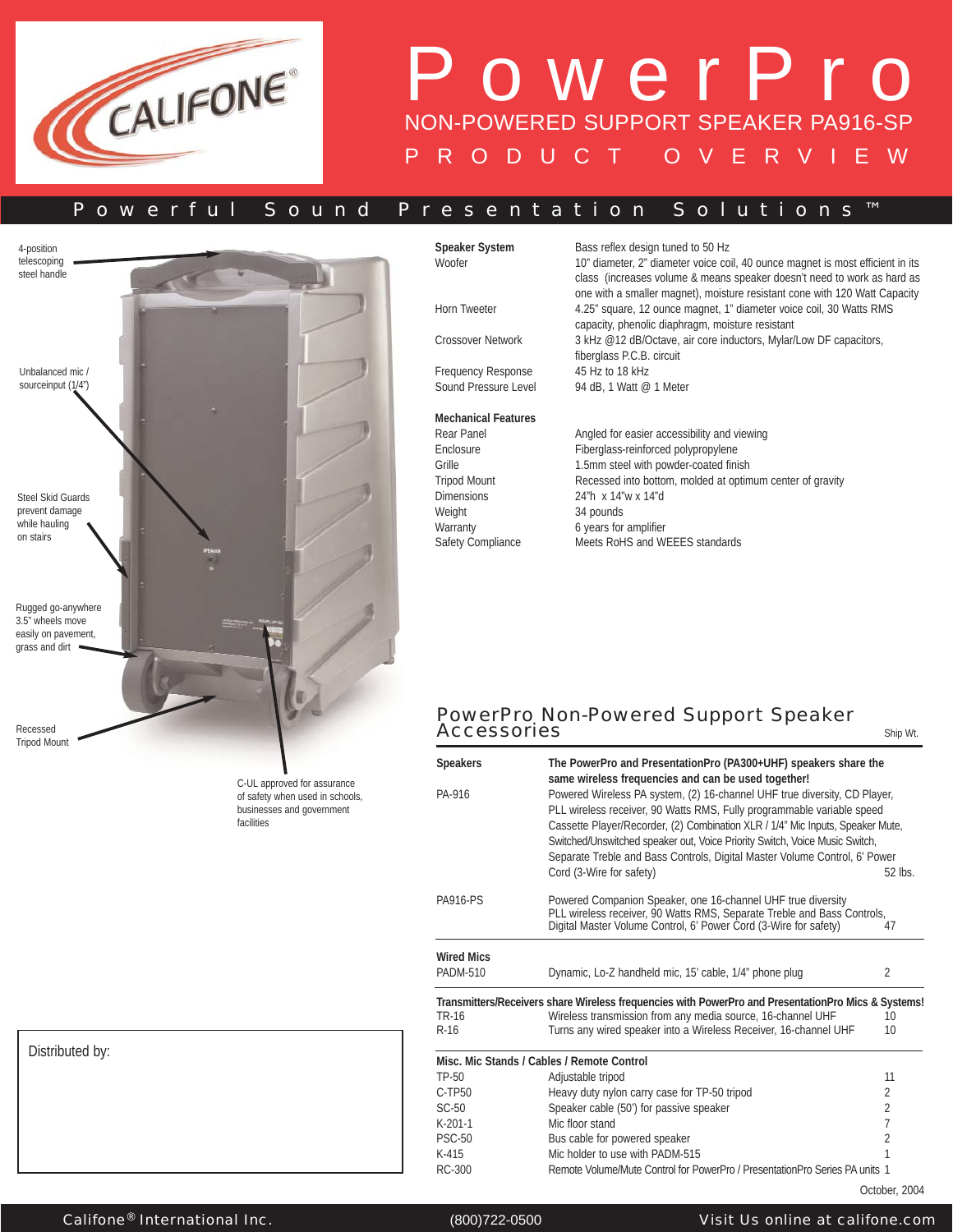# PowerPro

## NON-POWERED SUPPORT SPEAKER PA916-SP

## PRODUCT OVERVIEW

Powerful Sound Presentation Solutions ™

4-position telescoping steel handle

Unbalanced mic / sourceinput (1/4")

Steel Skid Guards prevent damage while hauling on stairs

Rugged go-anywhere 3.5" wheels move easily on pavement, grass and dirt

Recessed Tripod Mount

C-UL approved for assurance of safety when used in schools, businesses and government facilities

| | |
|---|---|
| **Speaker System** | Bass reflex design tuned to 50 Hz |
| Woofer | 10" diameter, 2" diameter voice coil, 40 ounce magnet is most efficient in its class (increases volume & means speaker doesn't need to work as hard as one with a smaller magnet), moisture resistant cone with 120 Watt Capacity |
| Horn Tweeter | 4.25" square, 12 ounce magnet, 1" diameter voice coil, 30 Watts RMS capacity, phenolic diaphragm, moisture resistant |
| Crossover Network | 3 kHz @12 dB/Octave, air core inductors, Mylar/Low DF capacitors, fiberglass P.C.B. circuit |
| Frequency Response | 45 Hz to 18 kHz |
| Sound Pressure Level | 94 dB, 1 Watt @ 1 Meter |
| **Mechanical Features** | |
| Rear Panel | Angled for easier accessibility and viewing |
| Enclosure | Fiberglass-reinforced polypropylene |
| Grille | 1.5mm steel with powder-coated finish |
| Tripod Mount | Recessed into bottom, molded at optimum center of gravity |
| Dimensions | 24"h x 14"w x 14"d |
| Weight | 34 pounds |
| Warranty | 6 years for amplifier |
| Safety Compliance | Meets RoHS and WEEES standards |

## PowerPro Non-Powered Support Speaker Accessories

| | | Ship Wt. |
|---|---|---|
| **Speakers** | **The PowerPro and PresentationPro (PA300+UHF) speakers share the same wireless frequencies and can be used together!** | |
| PA-916 | Powered Wireless PA system, (2) 16-channel UHF true diversity, CD Player, PLL wireless receiver, 90 Watts RMS, Fully programmable variable speed Cassette Player/Recorder, (2) Combination XLR / 1/4" Mic Inputs, Speaker Mute, Switched/Unswitched speaker out, Voice Priority Switch, Voice Music Switch, Separate Treble and Bass Controls, Digital Master Volume Control, 6' Power Cord (3-Wire for safety) | 52 lbs. |
| PA916-PS | Powered Companion Speaker, one 16-channel UHF true diversity PLL wireless receiver, 90 Watts RMS, Separate Treble and Bass Controls, Digital Master Volume Control, 6' Power Cord (3-Wire for safety) | 47 |
| **Wired Mics** | | |
| PADM-510 | Dynamic, Lo-Z handheld mic, 15' cable, 1/4" phone plug | 2 |
| **Transmitters/Receivers share Wireless frequencies with PowerPro and PresentationPro Mics & Systems!** | | |
| TR-16 | Wireless transmission from any media source, 16-channel UHF | 10 |
| R-16 | Turns any wired speaker into a Wireless Receiver, 16-channel UHF | 10 |
| **Misc. Mic Stands / Cables / Remote Control** | | |
| TP-50 | Adjustable tripod | 11 |
| C-TP50 | Heavy duty nylon carry case for TP-50 tripod | 2 |
| SC-50 | Speaker cable (50') for passive speaker | 2 |
| K-201-1 | Mic floor stand | 7 |
| PSC-50 | Bus cable for powered speaker | 2 |
| K-415 | Mic holder to use with PADM-515 | 1 |
| RC-300 | Remote Volume/Mute Control for PowerPro / PresentationPro Series PA units | 1 |

October, 2004

Distributed by:

Califone® International Inc. (800)722-0500 Visit Us online at califone.com